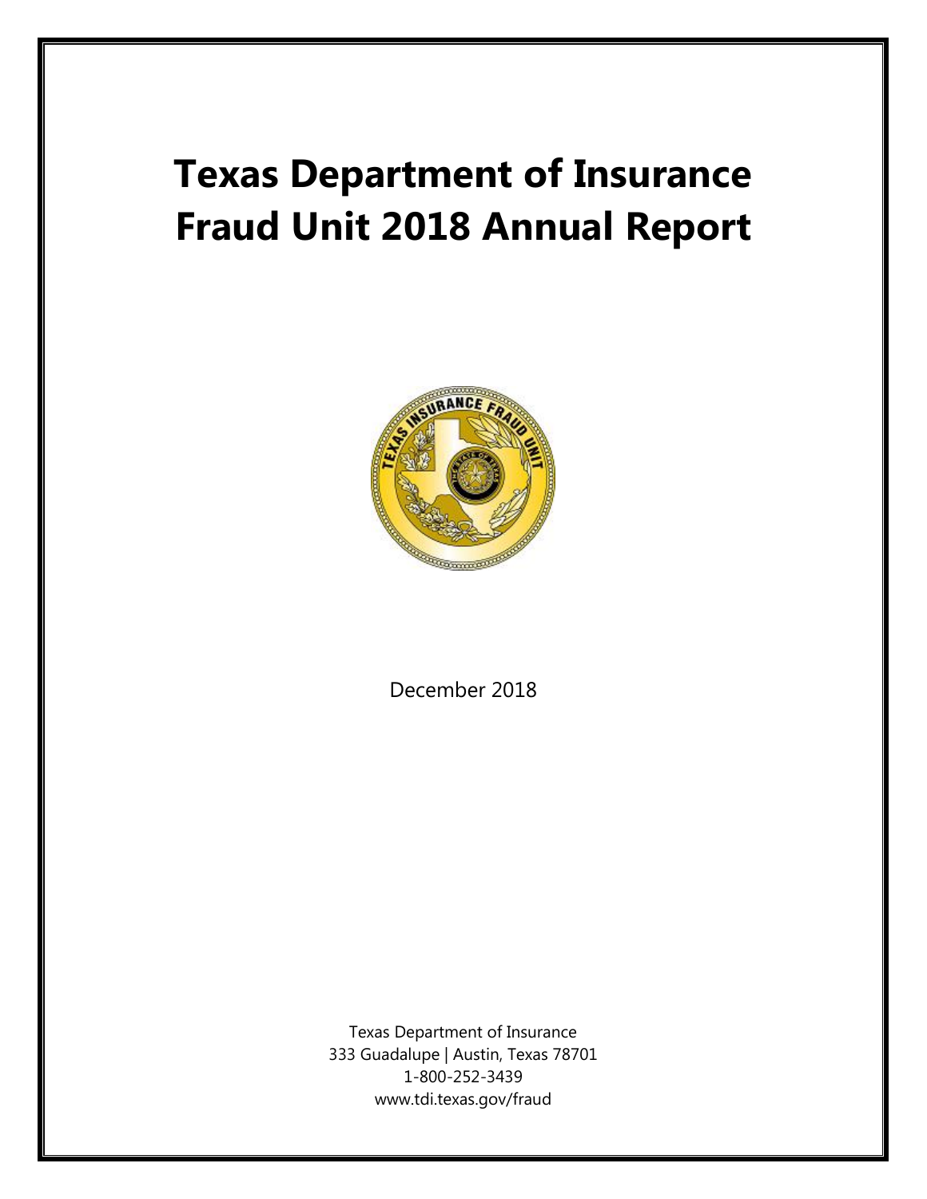# Texas Department of Insurance Fraud Unit 2018 Annual Report

December 2018

Texas Department of Insurance
333 Guadalupe | Austin, Texas 78701
1-800-252-3439
www.tdi.texas.gov/fraud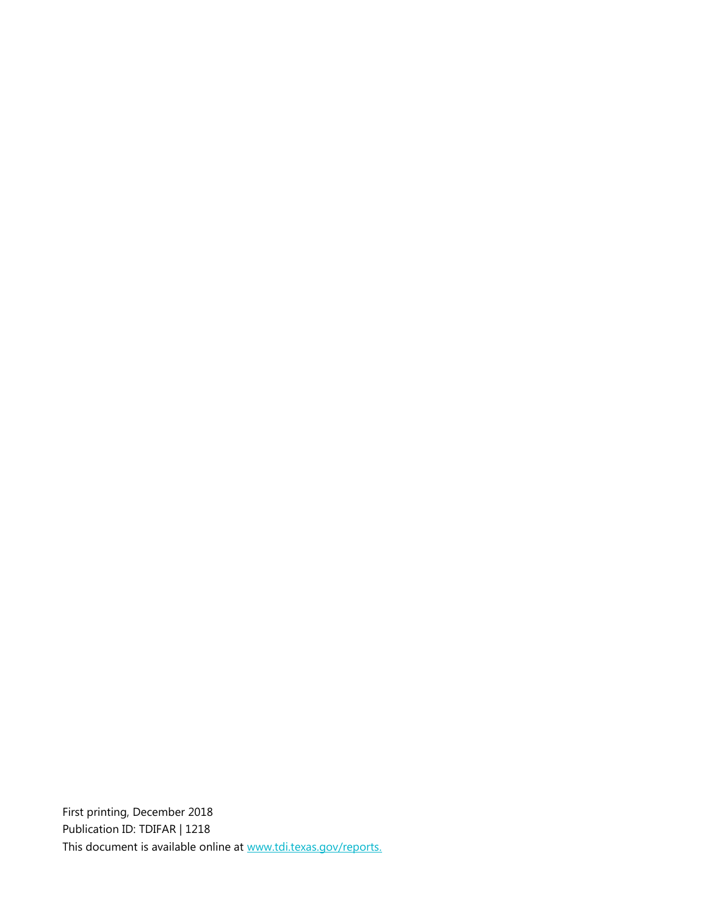First printing, December 2018
Publication ID: TDIFAR | 1218
This document is available online at [www.tdi.texas.gov/reports.](www.tdi.texas.gov/reports)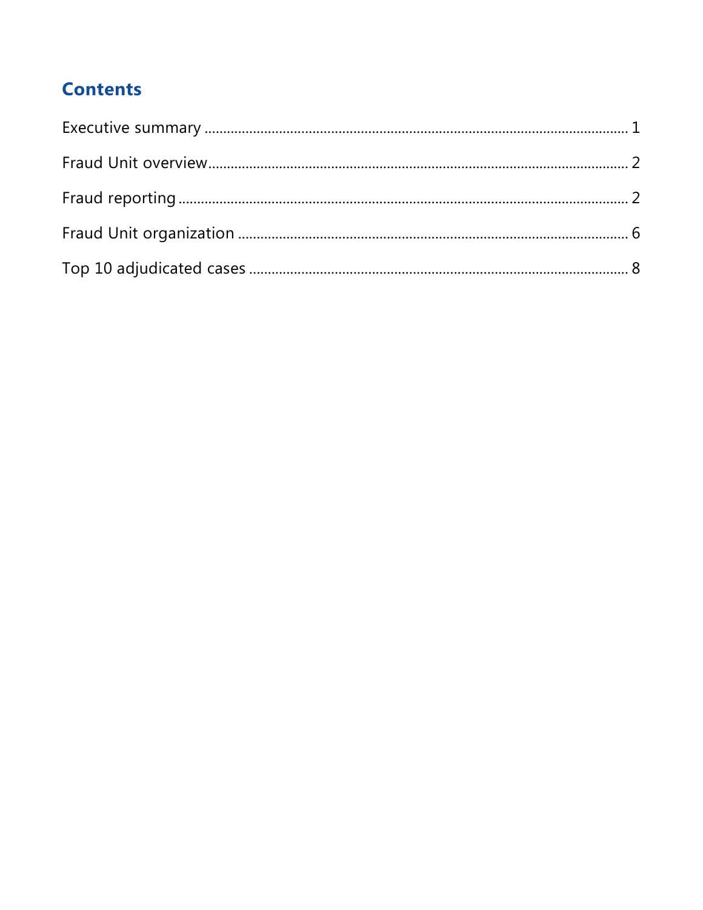## Contents

Executive summary ........................................................................................................ 1

Fraud Unit overview....................................................................................................... 2

Fraud reporting .............................................................................................................. 2

Fraud Unit organization ................................................................................................ 6

Top 10 adjudicated cases ............................................................................................. 8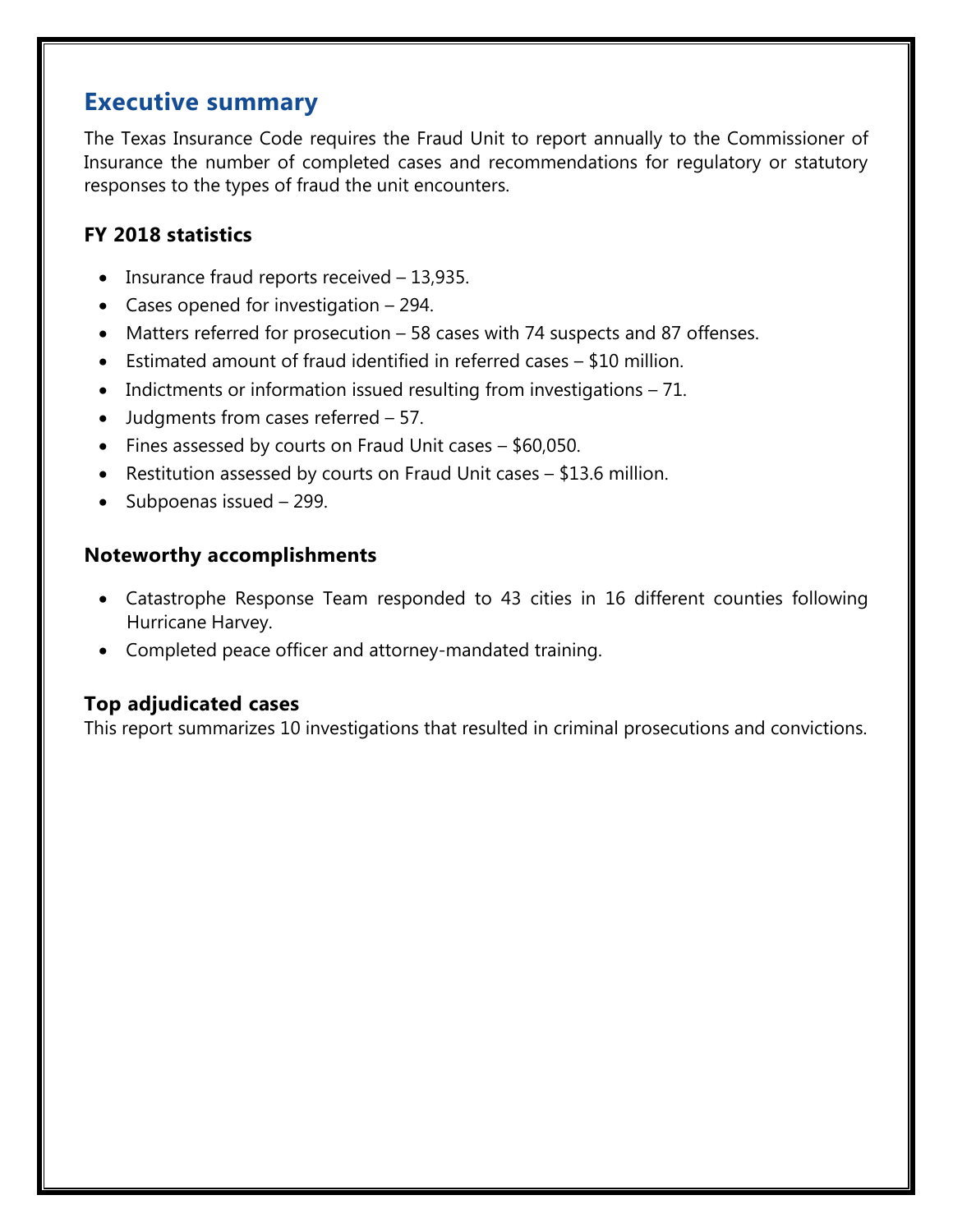## Executive summary

The Texas Insurance Code requires the Fraud Unit to report annually to the Commissioner of Insurance the number of completed cases and recommendations for regulatory or statutory responses to the types of fraud the unit encounters.

### FY 2018 statistics

- Insurance fraud reports received – 13,935.
- Cases opened for investigation – 294.
- Matters referred for prosecution – 58 cases with 74 suspects and 87 offenses.
- Estimated amount of fraud identified in referred cases – $10 million.
- Indictments or information issued resulting from investigations – 71.
- Judgments from cases referred – 57.
- Fines assessed by courts on Fraud Unit cases – $60,050.
- Restitution assessed by courts on Fraud Unit cases – $13.6 million.
- Subpoenas issued – 299.

### Noteworthy accomplishments

- Catastrophe Response Team responded to 43 cities in 16 different counties following Hurricane Harvey.
- Completed peace officer and attorney-mandated training.

### Top adjudicated cases

This report summarizes 10 investigations that resulted in criminal prosecutions and convictions.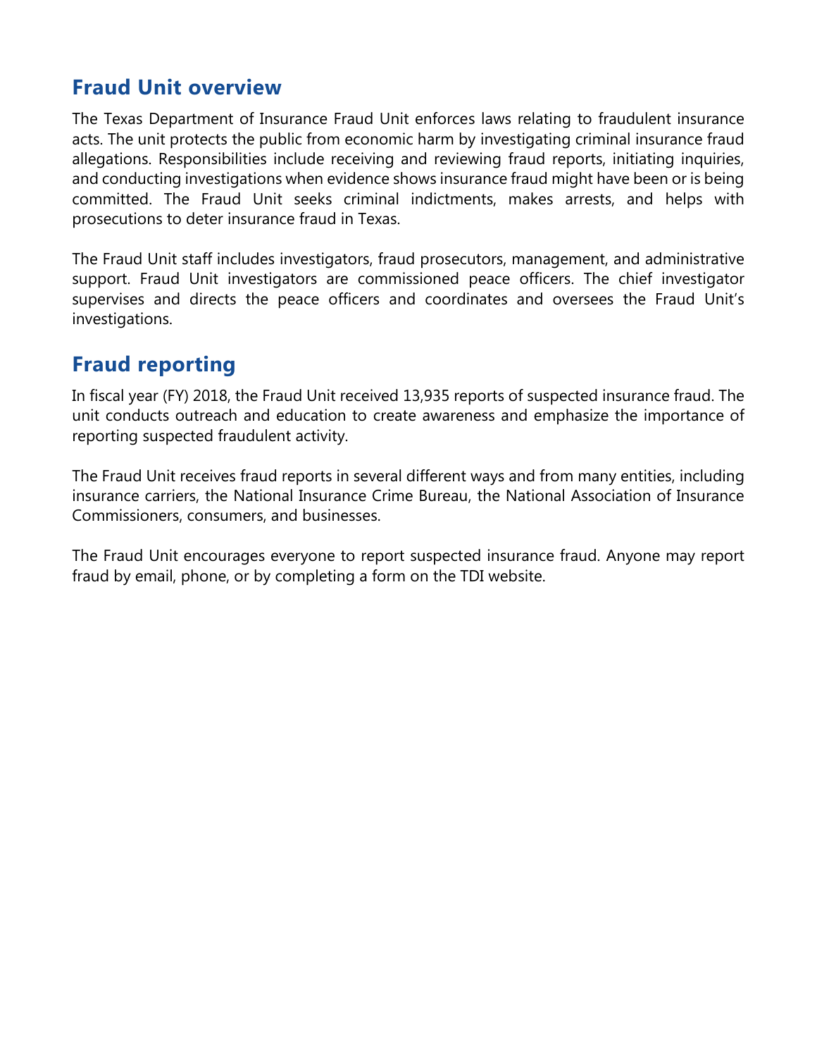## Fraud Unit overview

The Texas Department of Insurance Fraud Unit enforces laws relating to fraudulent insurance acts. The unit protects the public from economic harm by investigating criminal insurance fraud allegations. Responsibilities include receiving and reviewing fraud reports, initiating inquiries, and conducting investigations when evidence shows insurance fraud might have been or is being committed. The Fraud Unit seeks criminal indictments, makes arrests, and helps with prosecutions to deter insurance fraud in Texas.

The Fraud Unit staff includes investigators, fraud prosecutors, management, and administrative support. Fraud Unit investigators are commissioned peace officers. The chief investigator supervises and directs the peace officers and coordinates and oversees the Fraud Unit's investigations.

## Fraud reporting

In fiscal year (FY) 2018, the Fraud Unit received 13,935 reports of suspected insurance fraud. The unit conducts outreach and education to create awareness and emphasize the importance of reporting suspected fraudulent activity.

The Fraud Unit receives fraud reports in several different ways and from many entities, including insurance carriers, the National Insurance Crime Bureau, the National Association of Insurance Commissioners, consumers, and businesses.

The Fraud Unit encourages everyone to report suspected insurance fraud. Anyone may report fraud by email, phone, or by completing a form on the TDI website.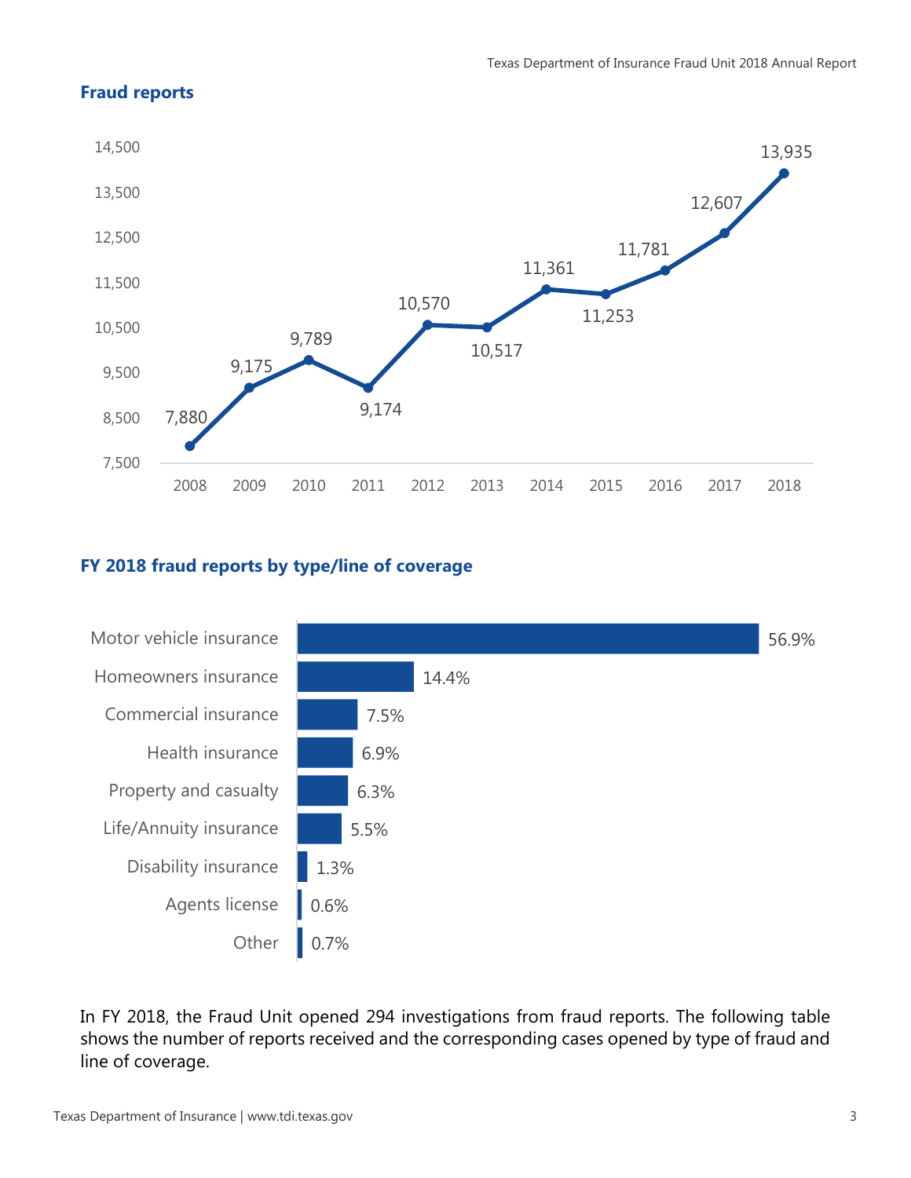## Fraud reports

| Year | Fraud reports |
| --- | --- |
| 2008 | 7,880 |
| 2009 | 9,175 |
| 2010 | 9,789 |
| 2011 | 9,174 |
| 2012 | 10,570 |
| 2013 | 10,517 |
| 2014 | 11,361 |
| 2015 | 11,253 |
| 2016 | 11,781 |
| 2017 | 12,607 |
| 2018 | 13,935 |

## FY 2018 fraud reports by type/line of coverage

| Type/line of coverage | Percent |
| --- | --- |
| Motor vehicle insurance | 56.9% |
| Homeowners insurance | 14.4% |
| Commercial insurance | 7.5% |
| Health insurance | 6.9% |
| Property and casualty | 6.3% |
| Life/Annuity insurance | 5.5% |
| Disability insurance | 1.3% |
| Agents license | 0.6% |
| Other | 0.7% |

In FY 2018, the Fraud Unit opened 294 investigations from fraud reports. The following table shows the number of reports received and the corresponding cases opened by type of fraud and line of coverage.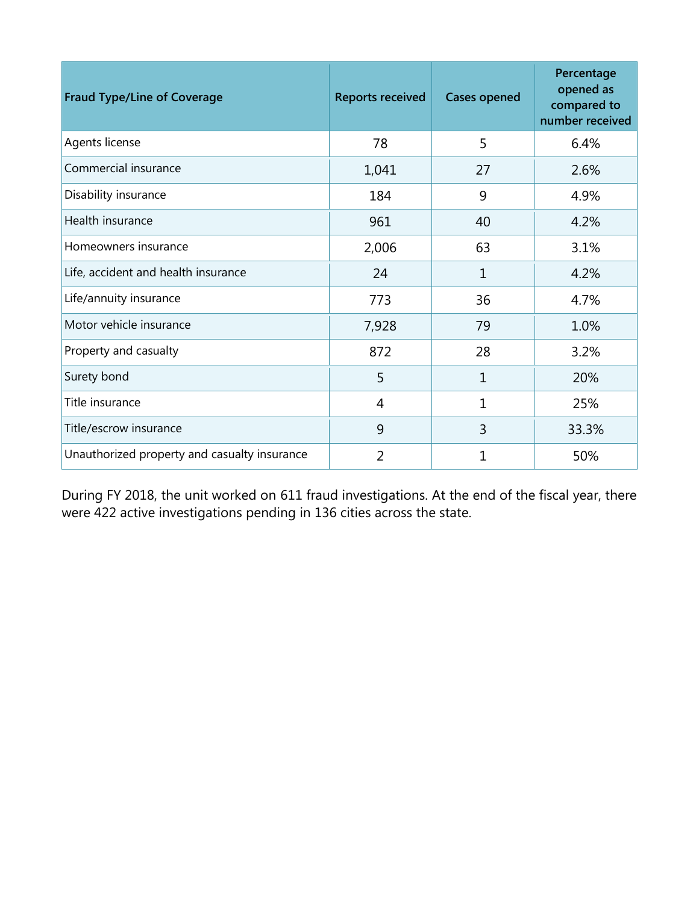| Fraud Type/Line of Coverage | Reports received | Cases opened | Percentage opened as compared to number received |
|---|---|---|---|
| Agents license | 78 | 5 | 6.4% |
| Commercial insurance | 1,041 | 27 | 2.6% |
| Disability insurance | 184 | 9 | 4.9% |
| Health insurance | 961 | 40 | 4.2% |
| Homeowners insurance | 2,006 | 63 | 3.1% |
| Life, accident and health insurance | 24 | 1 | 4.2% |
| Life/annuity insurance | 773 | 36 | 4.7% |
| Motor vehicle insurance | 7,928 | 79 | 1.0% |
| Property and casualty | 872 | 28 | 3.2% |
| Surety bond | 5 | 1 | 20% |
| Title insurance | 4 | 1 | 25% |
| Title/escrow insurance | 9 | 3 | 33.3% |
| Unauthorized property and casualty insurance | 2 | 1 | 50% |

During FY 2018, the unit worked on 611 fraud investigations. At the end of the fiscal year, there were 422 active investigations pending in 136 cities across the state.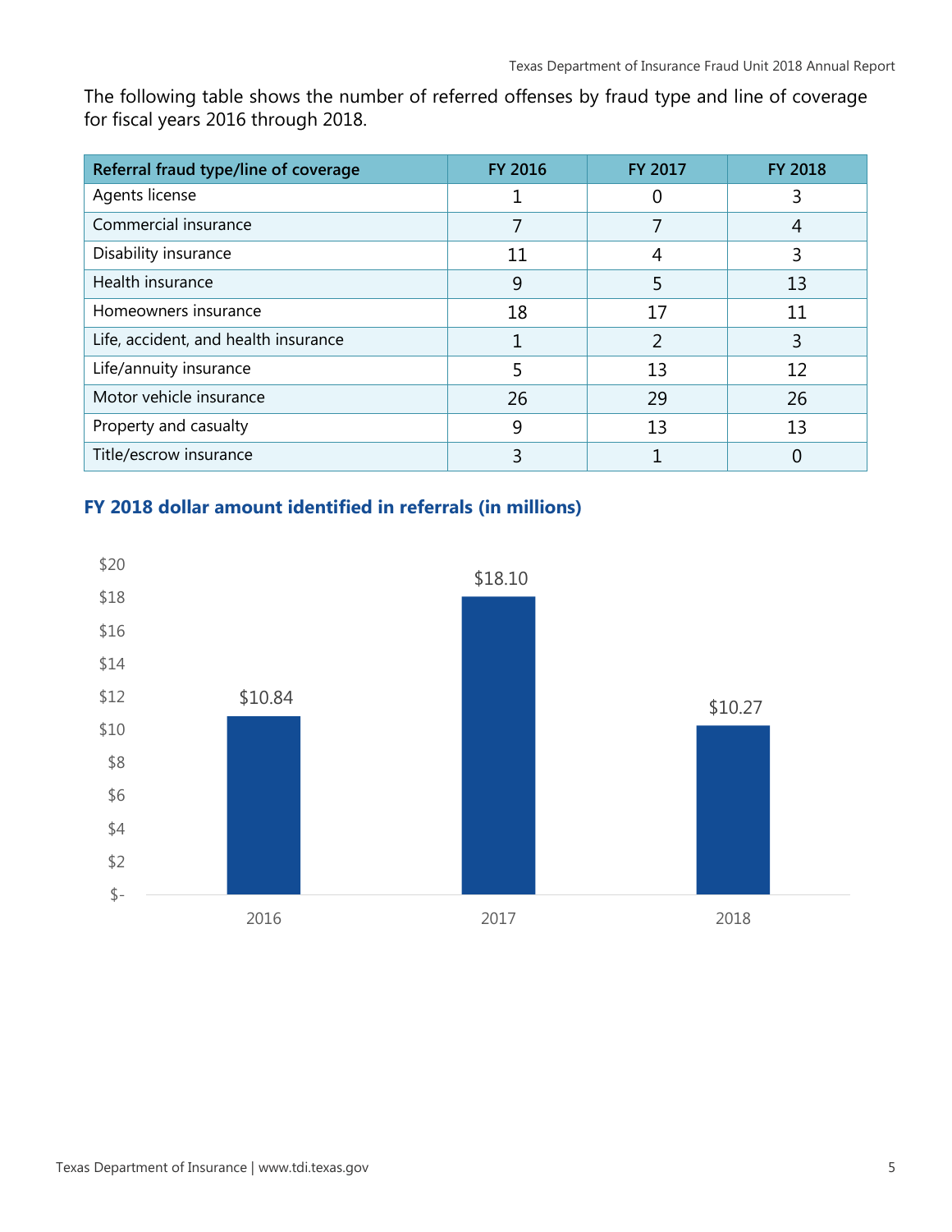The following table shows the number of referred offenses by fraud type and line of coverage for fiscal years 2016 through 2018.

| Referral fraud type/line of coverage | FY 2016 | FY 2017 | FY 2018 |
|---|---|---|---|
| Agents license | 1 | 0 | 3 |
| Commercial insurance | 7 | 7 | 4 |
| Disability insurance | 11 | 4 | 3 |
| Health insurance | 9 | 5 | 13 |
| Homeowners insurance | 18 | 17 | 11 |
| Life, accident, and health insurance | 1 | 2 | 3 |
| Life/annuity insurance | 5 | 13 | 12 |
| Motor vehicle insurance | 26 | 29 | 26 |
| Property and casualty | 9 | 13 | 13 |
| Title/escrow insurance | 3 | 1 | 0 |

### FY 2018 dollar amount identified in referrals (in millions)

| Year | Amount |
|---|---|
| 2016 | $10.84 |
| 2017 | $18.10 |
| 2018 | $10.27 |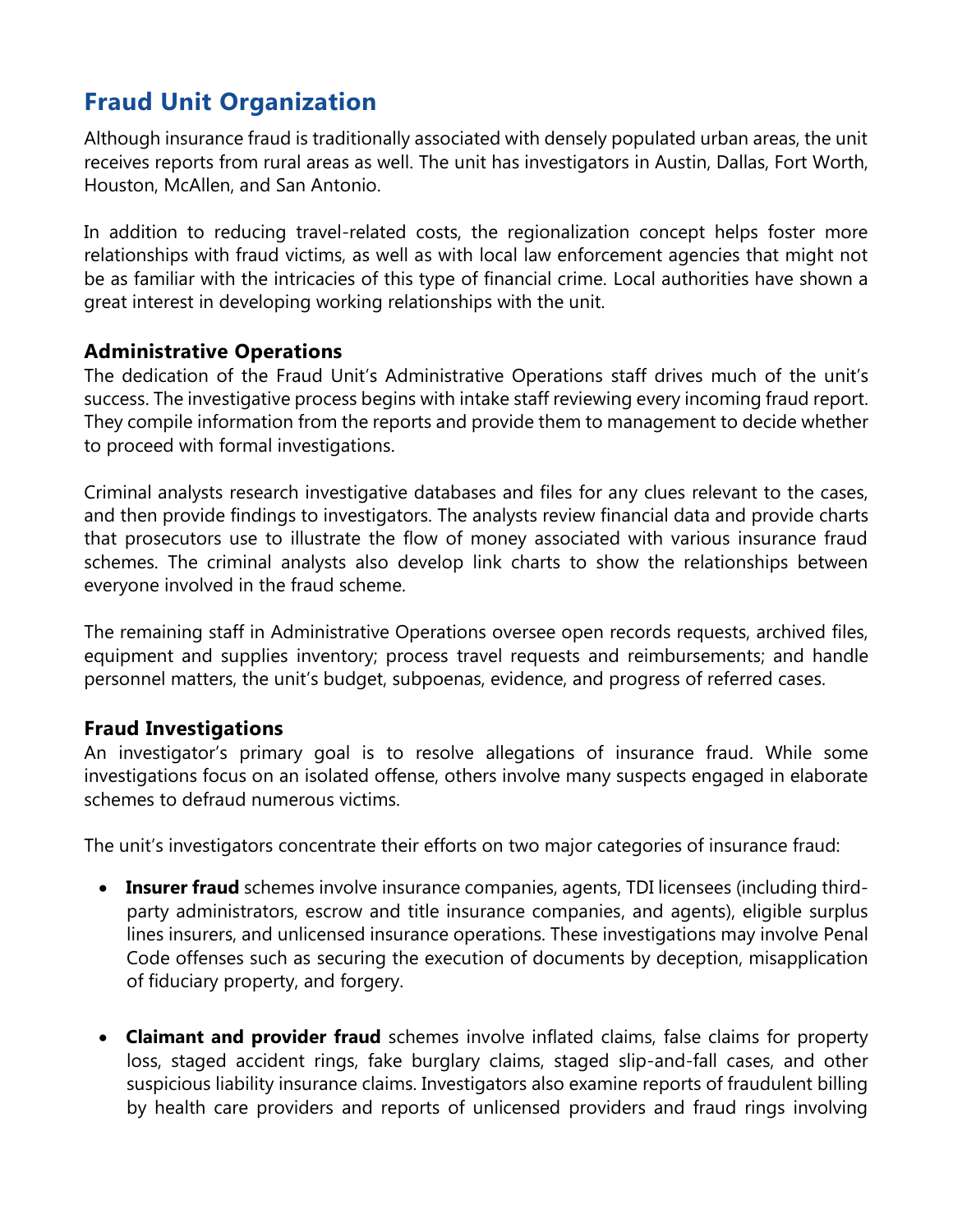## Fraud Unit Organization

Although insurance fraud is traditionally associated with densely populated urban areas, the unit receives reports from rural areas as well. The unit has investigators in Austin, Dallas, Fort Worth, Houston, McAllen, and San Antonio.

In addition to reducing travel-related costs, the regionalization concept helps foster more relationships with fraud victims, as well as with local law enforcement agencies that might not be as familiar with the intricacies of this type of financial crime. Local authorities have shown a great interest in developing working relationships with the unit.

### Administrative Operations

The dedication of the Fraud Unit's Administrative Operations staff drives much of the unit's success. The investigative process begins with intake staff reviewing every incoming fraud report. They compile information from the reports and provide them to management to decide whether to proceed with formal investigations.

Criminal analysts research investigative databases and files for any clues relevant to the cases, and then provide findings to investigators. The analysts review financial data and provide charts that prosecutors use to illustrate the flow of money associated with various insurance fraud schemes. The criminal analysts also develop link charts to show the relationships between everyone involved in the fraud scheme.

The remaining staff in Administrative Operations oversee open records requests, archived files, equipment and supplies inventory; process travel requests and reimbursements; and handle personnel matters, the unit's budget, subpoenas, evidence, and progress of referred cases.

### Fraud Investigations

An investigator's primary goal is to resolve allegations of insurance fraud. While some investigations focus on an isolated offense, others involve many suspects engaged in elaborate schemes to defraud numerous victims.

The unit's investigators concentrate their efforts on two major categories of insurance fraud:

- **Insurer fraud** schemes involve insurance companies, agents, TDI licensees (including third-party administrators, escrow and title insurance companies, and agents), eligible surplus lines insurers, and unlicensed insurance operations. These investigations may involve Penal Code offenses such as securing the execution of documents by deception, misapplication of fiduciary property, and forgery.

- **Claimant and provider fraud** schemes involve inflated claims, false claims for property loss, staged accident rings, fake burglary claims, staged slip-and-fall cases, and other suspicious liability insurance claims. Investigators also examine reports of fraudulent billing by health care providers and reports of unlicensed providers and fraud rings involving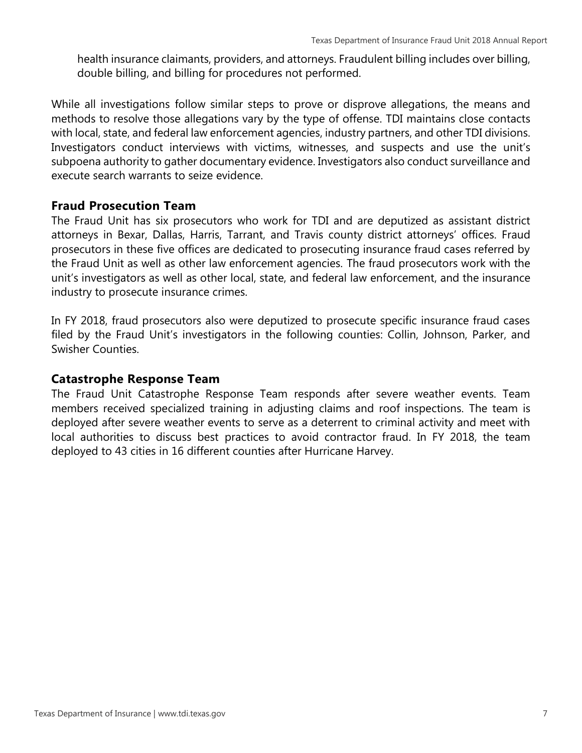health insurance claimants, providers, and attorneys. Fraudulent billing includes over billing, double billing, and billing for procedures not performed.

While all investigations follow similar steps to prove or disprove allegations, the means and methods to resolve those allegations vary by the type of offense. TDI maintains close contacts with local, state, and federal law enforcement agencies, industry partners, and other TDI divisions. Investigators conduct interviews with victims, witnesses, and suspects and use the unit's subpoena authority to gather documentary evidence. Investigators also conduct surveillance and execute search warrants to seize evidence.

## Fraud Prosecution Team

The Fraud Unit has six prosecutors who work for TDI and are deputized as assistant district attorneys in Bexar, Dallas, Harris, Tarrant, and Travis county district attorneys' offices. Fraud prosecutors in these five offices are dedicated to prosecuting insurance fraud cases referred by the Fraud Unit as well as other law enforcement agencies. The fraud prosecutors work with the unit's investigators as well as other local, state, and federal law enforcement, and the insurance industry to prosecute insurance crimes.

In FY 2018, fraud prosecutors also were deputized to prosecute specific insurance fraud cases filed by the Fraud Unit's investigators in the following counties: Collin, Johnson, Parker, and Swisher Counties.

## Catastrophe Response Team

The Fraud Unit Catastrophe Response Team responds after severe weather events. Team members received specialized training in adjusting claims and roof inspections. The team is deployed after severe weather events to serve as a deterrent to criminal activity and meet with local authorities to discuss best practices to avoid contractor fraud. In FY 2018, the team deployed to 43 cities in 16 different counties after Hurricane Harvey.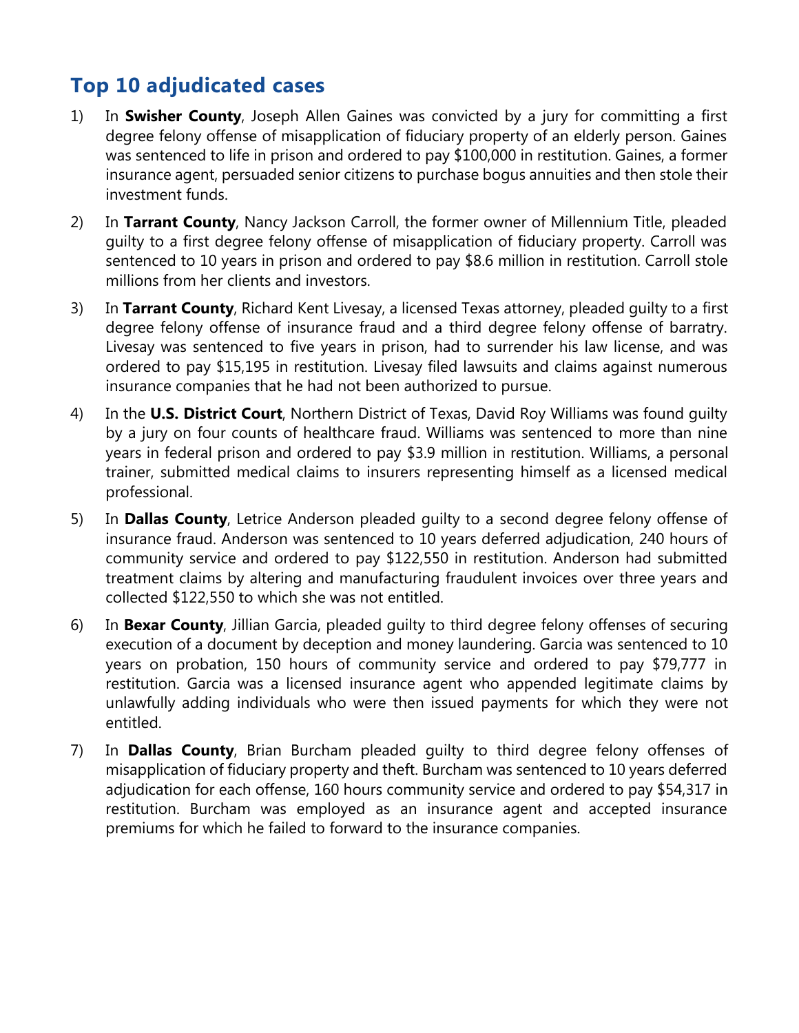## Top 10 adjudicated cases

1) In **Swisher County**, Joseph Allen Gaines was convicted by a jury for committing a first degree felony offense of misapplication of fiduciary property of an elderly person. Gaines was sentenced to life in prison and ordered to pay $100,000 in restitution. Gaines, a former insurance agent, persuaded senior citizens to purchase bogus annuities and then stole their investment funds.

2) In **Tarrant County**, Nancy Jackson Carroll, the former owner of Millennium Title, pleaded guilty to a first degree felony offense of misapplication of fiduciary property. Carroll was sentenced to 10 years in prison and ordered to pay $8.6 million in restitution. Carroll stole millions from her clients and investors.

3) In **Tarrant County**, Richard Kent Livesay, a licensed Texas attorney, pleaded guilty to a first degree felony offense of insurance fraud and a third degree felony offense of barratry. Livesay was sentenced to five years in prison, had to surrender his law license, and was ordered to pay $15,195 in restitution. Livesay filed lawsuits and claims against numerous insurance companies that he had not been authorized to pursue.

4) In the **U.S. District Court**, Northern District of Texas, David Roy Williams was found guilty by a jury on four counts of healthcare fraud. Williams was sentenced to more than nine years in federal prison and ordered to pay $3.9 million in restitution. Williams, a personal trainer, submitted medical claims to insurers representing himself as a licensed medical professional.

5) In **Dallas County**, Letrice Anderson pleaded guilty to a second degree felony offense of insurance fraud. Anderson was sentenced to 10 years deferred adjudication, 240 hours of community service and ordered to pay $122,550 in restitution. Anderson had submitted treatment claims by altering and manufacturing fraudulent invoices over three years and collected $122,550 to which she was not entitled.

6) In **Bexar County**, Jillian Garcia, pleaded guilty to third degree felony offenses of securing execution of a document by deception and money laundering. Garcia was sentenced to 10 years on probation, 150 hours of community service and ordered to pay $79,777 in restitution. Garcia was a licensed insurance agent who appended legitimate claims by unlawfully adding individuals who were then issued payments for which they were not entitled.

7) In **Dallas County**, Brian Burcham pleaded guilty to third degree felony offenses of misapplication of fiduciary property and theft. Burcham was sentenced to 10 years deferred adjudication for each offense, 160 hours community service and ordered to pay $54,317 in restitution. Burcham was employed as an insurance agent and accepted insurance premiums for which he failed to forward to the insurance companies.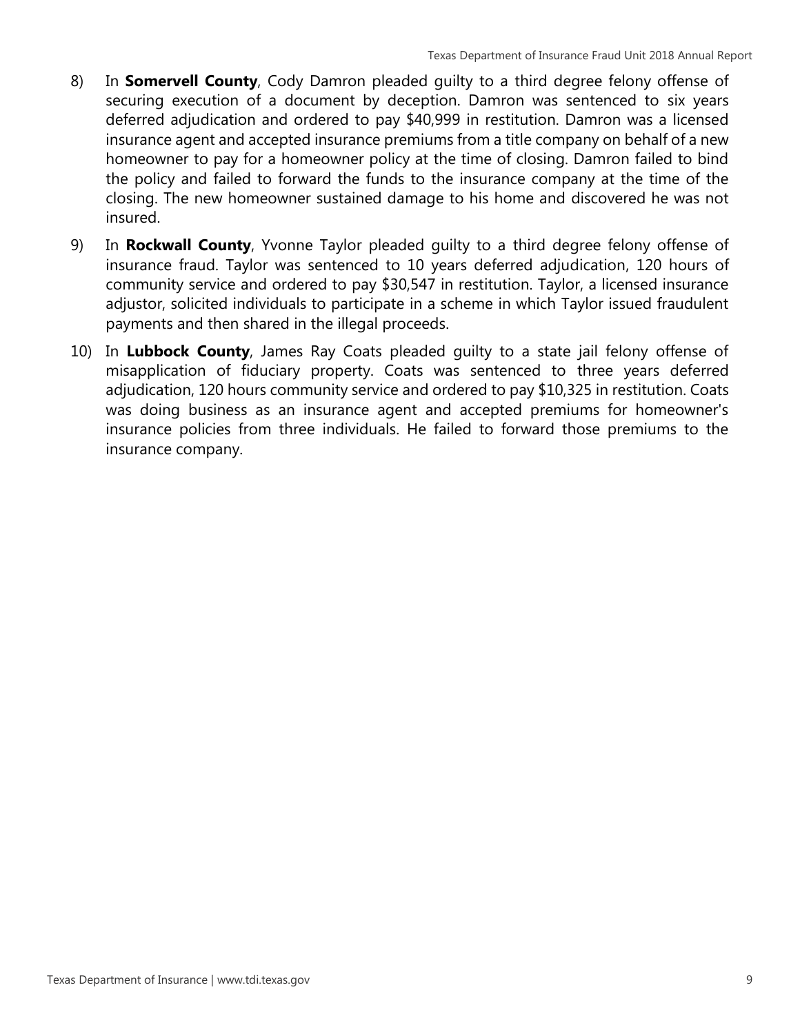8) In **Somervell County**, Cody Damron pleaded guilty to a third degree felony offense of securing execution of a document by deception. Damron was sentenced to six years deferred adjudication and ordered to pay $40,999 in restitution. Damron was a licensed insurance agent and accepted insurance premiums from a title company on behalf of a new homeowner to pay for a homeowner policy at the time of closing. Damron failed to bind the policy and failed to forward the funds to the insurance company at the time of the closing. The new homeowner sustained damage to his home and discovered he was not insured.

9) In **Rockwall County**, Yvonne Taylor pleaded guilty to a third degree felony offense of insurance fraud. Taylor was sentenced to 10 years deferred adjudication, 120 hours of community service and ordered to pay $30,547 in restitution. Taylor, a licensed insurance adjustor, solicited individuals to participate in a scheme in which Taylor issued fraudulent payments and then shared in the illegal proceeds.

10) In **Lubbock County**, James Ray Coats pleaded guilty to a state jail felony offense of misapplication of fiduciary property. Coats was sentenced to three years deferred adjudication, 120 hours community service and ordered to pay $10,325 in restitution. Coats was doing business as an insurance agent and accepted premiums for homeowner's insurance policies from three individuals. He failed to forward those premiums to the insurance company.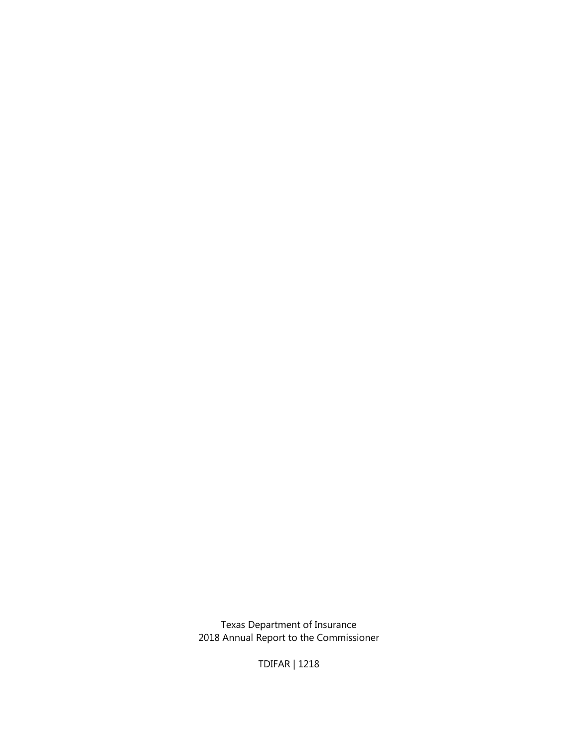Texas Department of Insurance
2018 Annual Report to the Commissioner

TDIFAR | 1218